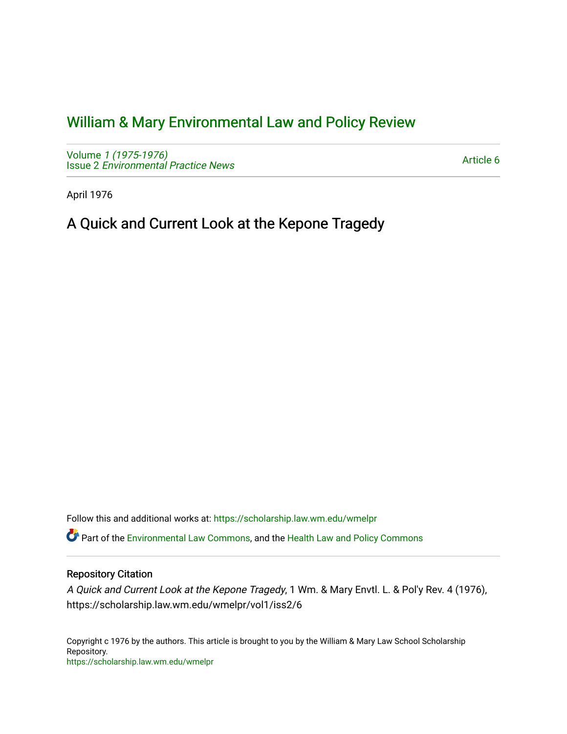# William & Mary Environmental Law and Policy Review

Volume *1 (1975-1976)*
Issue 2 *Environmental Practice News*

Article 6

April 1976

## A Quick and Current Look at the Kepone Tragedy

Follow this and additional works at: https://scholarship.law.wm.edu/wmelpr

Part of the Environmental Law Commons, and the Health Law and Policy Commons

### Repository Citation

*A Quick and Current Look at the Kepone Tragedy*, 1 Wm. & Mary Envtl. L. & Pol'y Rev. 4 (1976), https://scholarship.law.wm.edu/wmelpr/vol1/iss2/6

Copyright c 1976 by the authors. This article is brought to you by the William & Mary Law School Scholarship Repository.
https://scholarship.law.wm.edu/wmelpr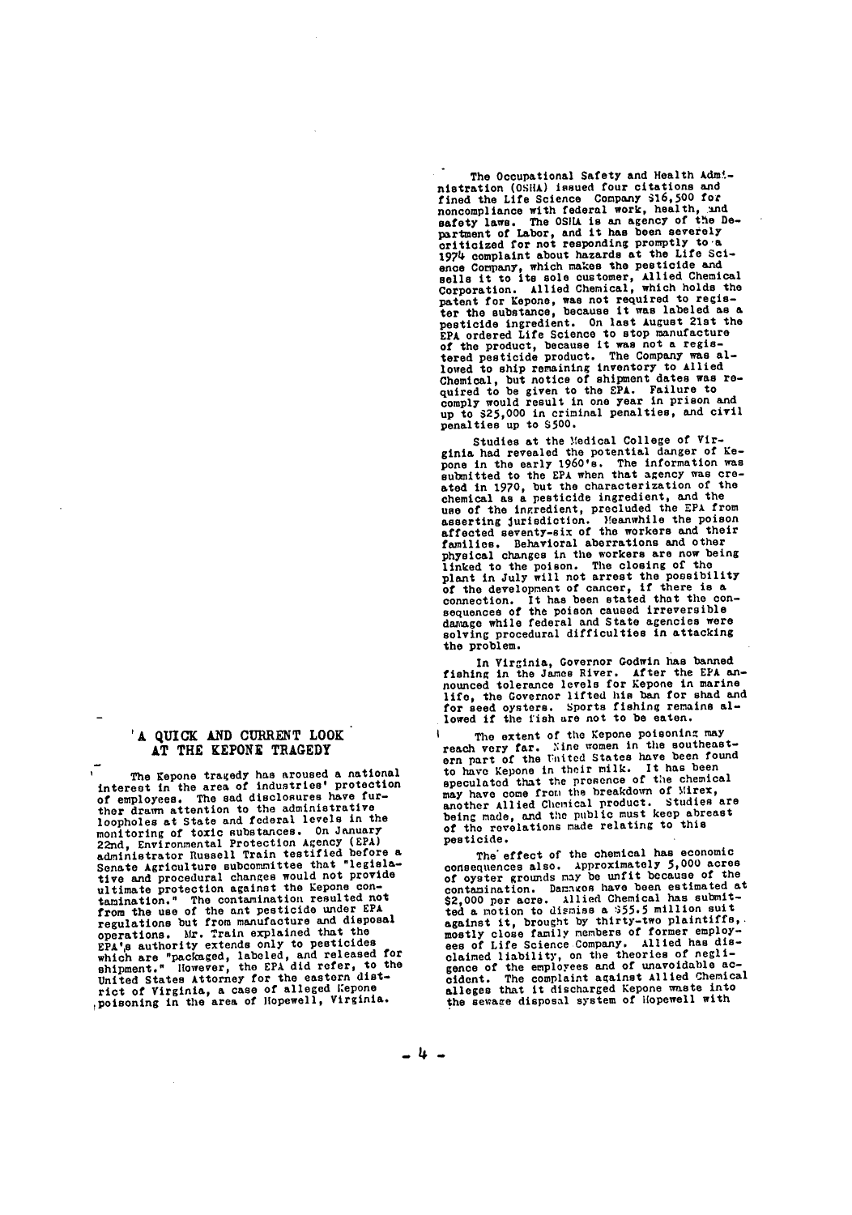## A QUICK AND CURRENT LOOK AT THE KEPONE TRAGEDY

The Kepone tragedy has aroused a national interest in the area of industries' protection of employees. The sad disclosures have further drawn attention to the administrative loopholes at State and federal levels in the monitoring of toxic substances. On January 22nd, Environmental Protection Agency (EPA) administrator Russell Train testified before a Senate Agriculture subcommittee that "legislative and procedural changes would not provide ultimate protection against the Kepone contamination." The contamination resulted not from the use of the ant pesticide under EPA regulations but from manufacture and disposal operations. Mr. Train explained that the EPA's authority extends only to pesticides which are "packaged, labeled, and released for shipment." However, the EPA did refer, to the United States Attorney for the eastern district of Virginia, a case of alleged Kepone poisoning in the area of Hopewell, Virginia.

The Occupational Safety and Health Administration (OSHA) issued four citations and fined the Life Science Company $16,500 for noncompliance with federal work, health, and safety laws. The OSHA is an agency of the Department of Labor, and it has been severely criticized for not responding promptly to a 1974 complaint about hazards at the Life Science Company, which makes the pesticide and sells it to its sole customer, Allied Chemical Corporation. Allied Chemical, which holds the patent for Kepone, was not required to register the substance, because it was labeled as a pesticide ingredient. On last August 21st the EPA ordered Life Science to stop manufacture of the product, because it was not a registered pesticide product. The Company was allowed to ship remaining inventory to Allied Chemical, but notice of shipment dates was required to be given to the EPA. Failure to comply would result in one year in prison and up to $25,000 in criminal penalties, and civil penalties up to $500.

Studies at the Medical College of Virginia had revealed the potential danger of Kepone in the early 1960's. The information was submitted to the EPA when that agency was created in 1970, but the characterization of the chemical as a pesticide ingredient, and the use of the ingredient, precluded the EPA from asserting jurisdiction. Meanwhile the poison affected seventy-six of the workers and their families. Behavioral aberrations and other physical changes in the workers are now being linked to the poison. The closing of the plant in July will not arrest the possibility of the development of cancer, if there is a connection. It has been stated that the consequences of the poison caused irreversible damage while federal and State agencies were solving procedural difficulties in attacking the problem.

In Virginia, Governor Godwin has banned fishing in the James River. After the EPA announced tolerance levels for Kepone in marine life, the Governor lifted his ban for shad and for seed oysters. Sports fishing remains allowed if the fish are not to be eaten.

The extent of the Kepone poisoning may reach very far. Nine women in the southeastern part of the United States have been found to have Kepone in their milk. It has been speculated that the presence of the chemical may have come from the breakdown of Mirex, another Allied Chemical product. Studies are being made, and the public must keep abreast of the revelations made relating to this pesticide.

The effect of the chemical has economic consequences also. Approximately 5,000 acres of oyster grounds may be unfit because of the contamination. Damages have been estimated at $2,000 per acre. Allied Chemical has submitted a motion to dismiss a $55.5 million suit against it, brought by thirty-two plaintiffs, mostly close family members of former employees of Life Science Company. Allied has disclaimed liability, on the theories of negligence of the employees and of unavoidable accident. The complaint against Allied Chemical alleges that it discharged Kepone waste into the sewage disposal system of Hopewell with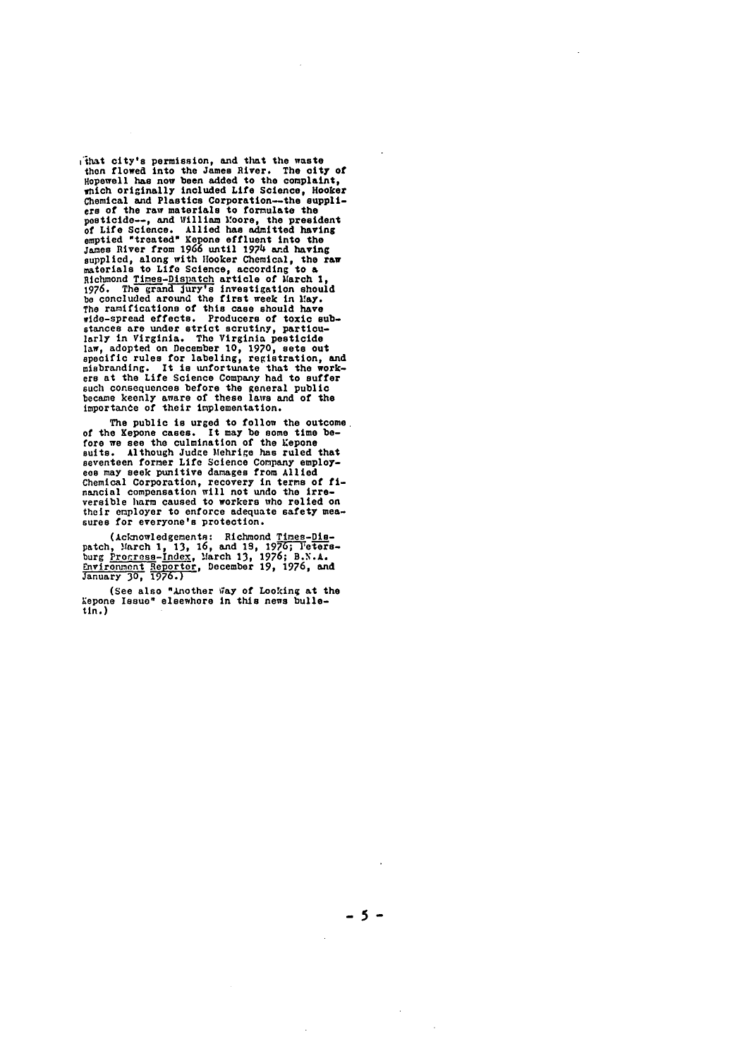that city's permission, and that the waste then flowed into the James River. The city of Hopewell has now been added to the complaint, which originally included Life Science, Hooker Chemical and Plastics Corporation--the suppliers of the raw materials to formulate the pesticide--, and William Moore, the president of Life Science. Allied has admitted having emptied "treated" Kepone effluent into the James River from 1966 until 1974 and having supplied, along with Hooker Chemical, the raw materials to Life Science, according to a Richmond Times-Dispatch article of March 1, 1976. The grand jury's investigation should be concluded around the first week in May. The ramifications of this case should have wide-spread effects. Producers of toxic substances are under strict scrutiny, particularly in Virginia. The Virginia pesticide law, adopted on December 10, 1970, sets out specific rules for labeling, registration, and misbranding. It is unfortunate that the workers at the Life Science Company had to suffer such consequences before the general public became keenly aware of these laws and of the importance of their implementation.

The public is urged to follow the outcome of the Kepone cases. It may be some time before we see the culmination of the Kepone suits. Although Judge Mehrige has ruled that seventeen former Life Science Company employees may seek punitive damages from Allied Chemical Corporation, recovery in terms of financial compensation will not undo the irreversible harm caused to workers who relied on their employer to enforce adequate safety measures for everyone's protection.

(Acknowledgements: Richmond Times-Dispatch, March 1, 13, 16, and 18, 1976; Petersburg Progress-Index, March 13, 1976; B.N.A. Environment Reporter, December 19, 1976, and January 30, 1976.)

(See also "Another Way of Looking at the Kepone Issue" elsewhere in this news bulletin.)